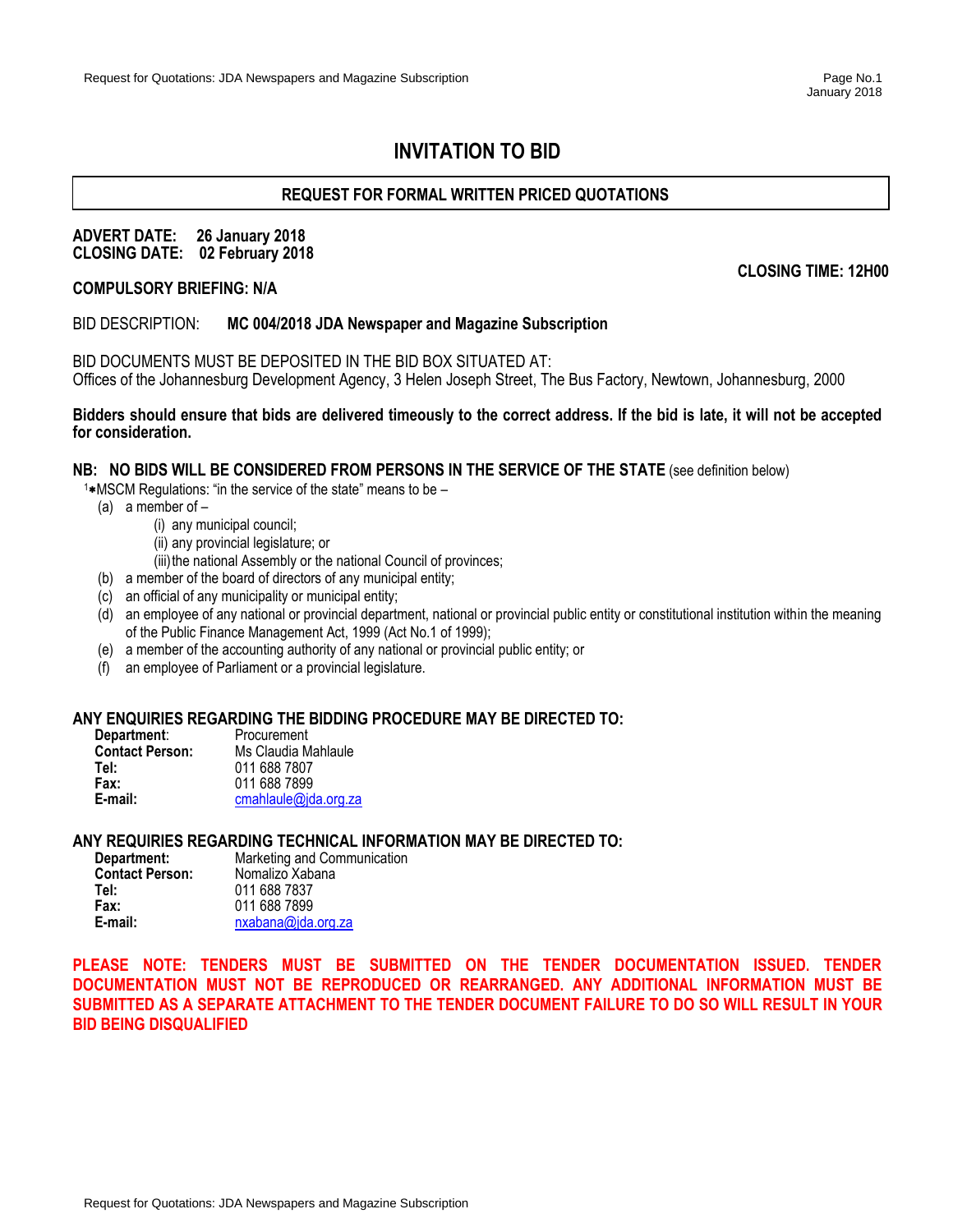# INVITATION TO BID

**REQUEST FOR FORMAL WRITTEN PRICED QUOTATIONS**

**ADVERT DATE: 26 January 2018**
**CLOSING DATE: 02 February 2018**

**CLOSING TIME: 12H00**

**COMPULSORY BRIEFING: N/A**

BID DESCRIPTION: **MC 004/2018 JDA Newspaper and Magazine Subscription**

BID DOCUMENTS MUST BE DEPOSITED IN THE BID BOX SITUATED AT:
Offices of the Johannesburg Development Agency, 3 Helen Joseph Street, The Bus Factory, Newtown, Johannesburg, 2000

**Bidders should ensure that bids are delivered timeously to the correct address. If the bid is late, it will not be accepted for consideration.**

**NB: NO BIDS WILL BE CONSIDERED FROM PERSONS IN THE SERVICE OF THE STATE** (see definition below)

[1]*MSCM Regulations: "in the service of the state" means to be –

(a) a member of –
  (i) any municipal council;
  (ii) any provincial legislature; or
  (iii) the national Assembly or the national Council of provinces;
(b) a member of the board of directors of any municipal entity;
(c) an official of any municipality or municipal entity;
(d) an employee of any national or provincial department, national or provincial public entity or constitutional institution within the meaning of the Public Finance Management Act, 1999 (Act No.1 of 1999);
(e) a member of the accounting authority of any national or provincial public entity; or
(f) an employee of Parliament or a provincial legislature.

**ANY ENQUIRIES REGARDING THE BIDDING PROCEDURE MAY BE DIRECTED TO:**

**Department**: Procurement
**Contact Person:** Ms Claudia Mahlaule
**Tel:** 011 688 7807
**Fax:** 011 688 7899
**E-mail:** cmahlaule@jda.org.za

**ANY REQUIRIES REGARDING TECHNICAL INFORMATION MAY BE DIRECTED TO:**

**Department:** Marketing and Communication
**Contact Person:** Nomalizo Xabana
**Tel:** 011 688 7837
**Fax:** 011 688 7899
**E-mail:** nxabana@jda.org.za

**PLEASE NOTE: TENDERS MUST BE SUBMITTED ON THE TENDER DOCUMENTATION ISSUED. TENDER DOCUMENTATION MUST NOT BE REPRODUCED OR REARRANGED. ANY ADDITIONAL INFORMATION MUST BE SUBMITTED AS A SEPARATE ATTACHMENT TO THE TENDER DOCUMENT FAILURE TO DO SO WILL RESULT IN YOUR BID BEING DISQUALIFIED**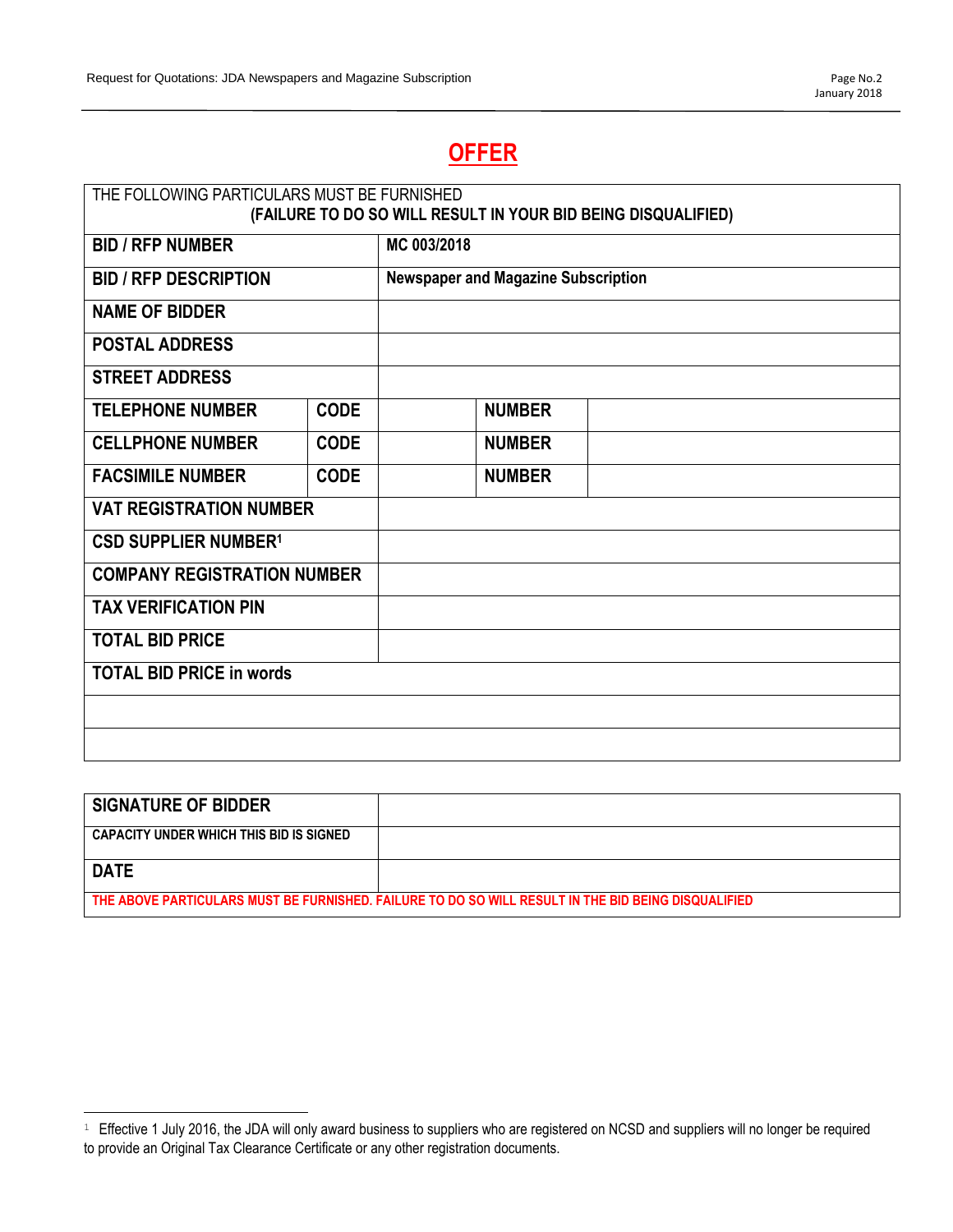# OFFER

| THE FOLLOWING PARTICULARS MUST BE FURNISHED **(FAILURE TO DO SO WILL RESULT IN YOUR BID BEING DISQUALIFIED)** | | | | |
|---|---|---|---|---|
| **BID / RFP NUMBER** | | **MC 003/2018** | | |
| **BID / RFP DESCRIPTION** | | **Newspaper and Magazine Subscription** | | |
| **NAME OF BIDDER** | | | | |
| **POSTAL ADDRESS** | | | | |
| **STREET ADDRESS** | | | | |
| **TELEPHONE NUMBER** | **CODE** | | **NUMBER** | |
| **CELLPHONE NUMBER** | **CODE** | | **NUMBER** | |
| **FACSIMILE NUMBER** | **CODE** | | **NUMBER** | |
| **VAT REGISTRATION NUMBER** | | | | |
| **CSD SUPPLIER NUMBER**[1] | | | | |
| **COMPANY REGISTRATION NUMBER** | | | | |
| **TAX VERIFICATION PIN** | | | | |
| **TOTAL BID PRICE** | | | | |
| **TOTAL BID PRICE in words** | | | | |
| | | | | |
| | | | | |

| **SIGNATURE OF BIDDER** | |
|---|---|
| **CAPACITY UNDER WHICH THIS BID IS SIGNED** | |
| **DATE** | |
| **THE ABOVE PARTICULARS MUST BE FURNISHED. FAILURE TO DO SO WILL RESULT IN THE BID BEING DISQUALIFIED** | |

[1] Effective 1 July 2016, the JDA will only award business to suppliers who are registered on NCSD and suppliers will no longer be required to provide an Original Tax Clearance Certificate or any other registration documents.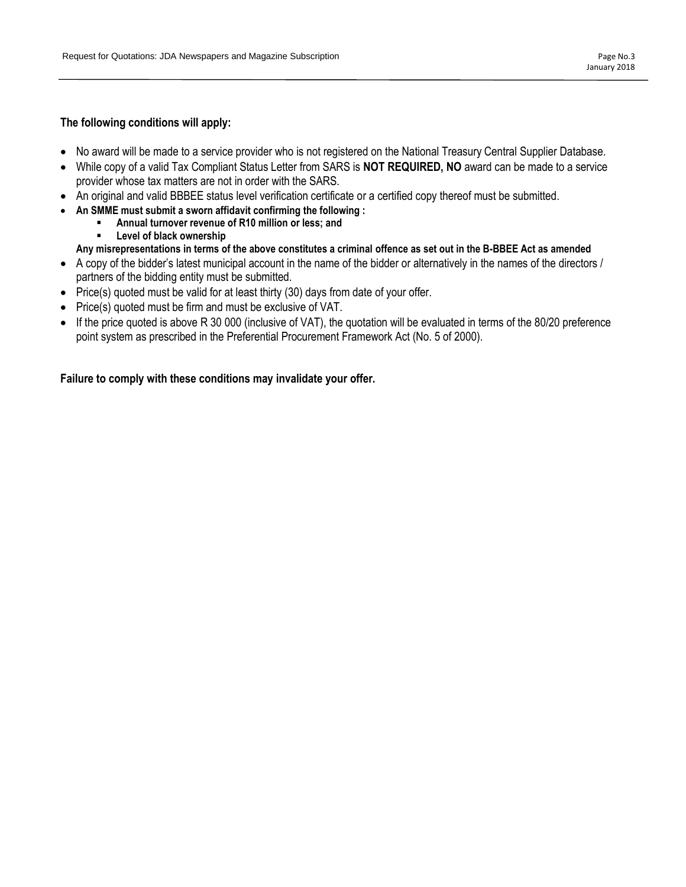**The following conditions will apply:**

- No award will be made to a service provider who is not registered on the National Treasury Central Supplier Database.
- While copy of a valid Tax Compliant Status Letter from SARS is **NOT REQUIRED, NO** award can be made to a service provider whose tax matters are not in order with the SARS.
- An original and valid BBBEE status level verification certificate or a certified copy thereof must be submitted.
- **An SMME must submit a sworn affidavit confirming the following :**
  - **Annual turnover revenue of R10 million or less; and**
  - **Level of black ownership**

  **Any misrepresentations in terms of the above constitutes a criminal offence as set out in the B-BBEE Act as amended**
- A copy of the bidder's latest municipal account in the name of the bidder or alternatively in the names of the directors / partners of the bidding entity must be submitted.
- Price(s) quoted must be valid for at least thirty (30) days from date of your offer.
- Price(s) quoted must be firm and must be exclusive of VAT.
- If the price quoted is above R 30 000 (inclusive of VAT), the quotation will be evaluated in terms of the 80/20 preference point system as prescribed in the Preferential Procurement Framework Act (No. 5 of 2000).

**Failure to comply with these conditions may invalidate your offer.**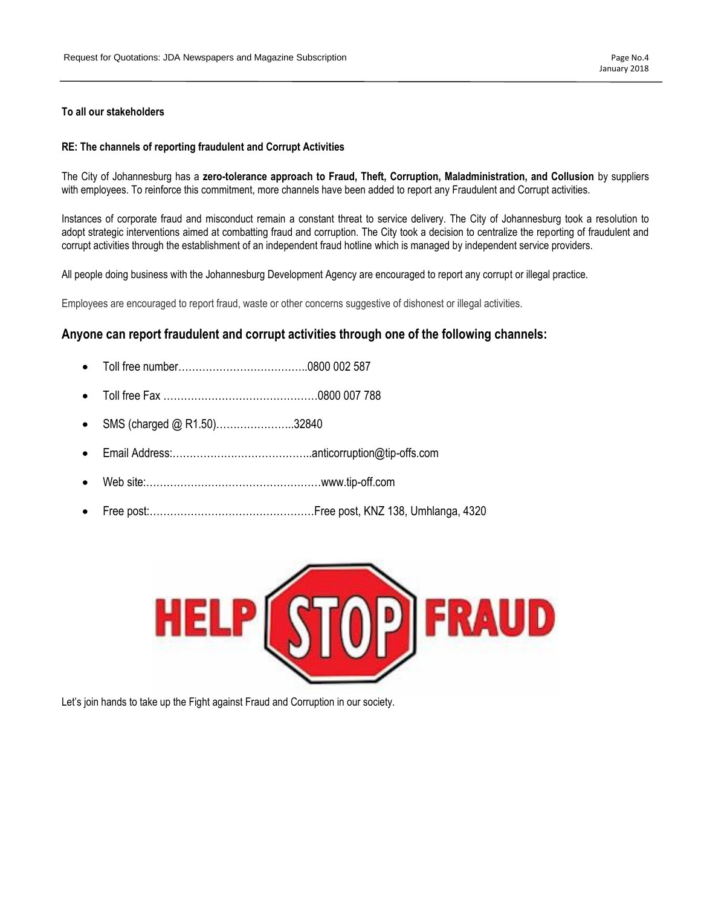**To all our stakeholders**

**RE: The channels of reporting fraudulent and Corrupt Activities**

The City of Johannesburg has a **zero-tolerance approach to Fraud, Theft, Corruption, Maladministration, and Collusion** by suppliers with employees. To reinforce this commitment, more channels have been added to report any Fraudulent and Corrupt activities.

Instances of corporate fraud and misconduct remain a constant threat to service delivery. The City of Johannesburg took a resolution to adopt strategic interventions aimed at combatting fraud and corruption. The City took a decision to centralize the reporting of fraudulent and corrupt activities through the establishment of an independent fraud hotline which is managed by independent service providers.

All people doing business with the Johannesburg Development Agency are encouraged to report any corrupt or illegal practice.

Employees are encouraged to report fraud, waste or other concerns suggestive of dishonest or illegal activities.

## Anyone can report fraudulent and corrupt activities through one of the following channels:

- Toll free number………………………………..0800 002 587
- Toll free Fax ………………………………………0800 007 788
- SMS (charged @ R1.50)…………………..32840
- Email Address:…………………………………..anticorruption@tip-offs.com
- Web site:……………………………………………www.tip-off.com
- Free post:…………………………………………Free post, KNZ 138, Umhlanga, 4320

HELP STOP FRAUD

Let's join hands to take up the Fight against Fraud and Corruption in our society.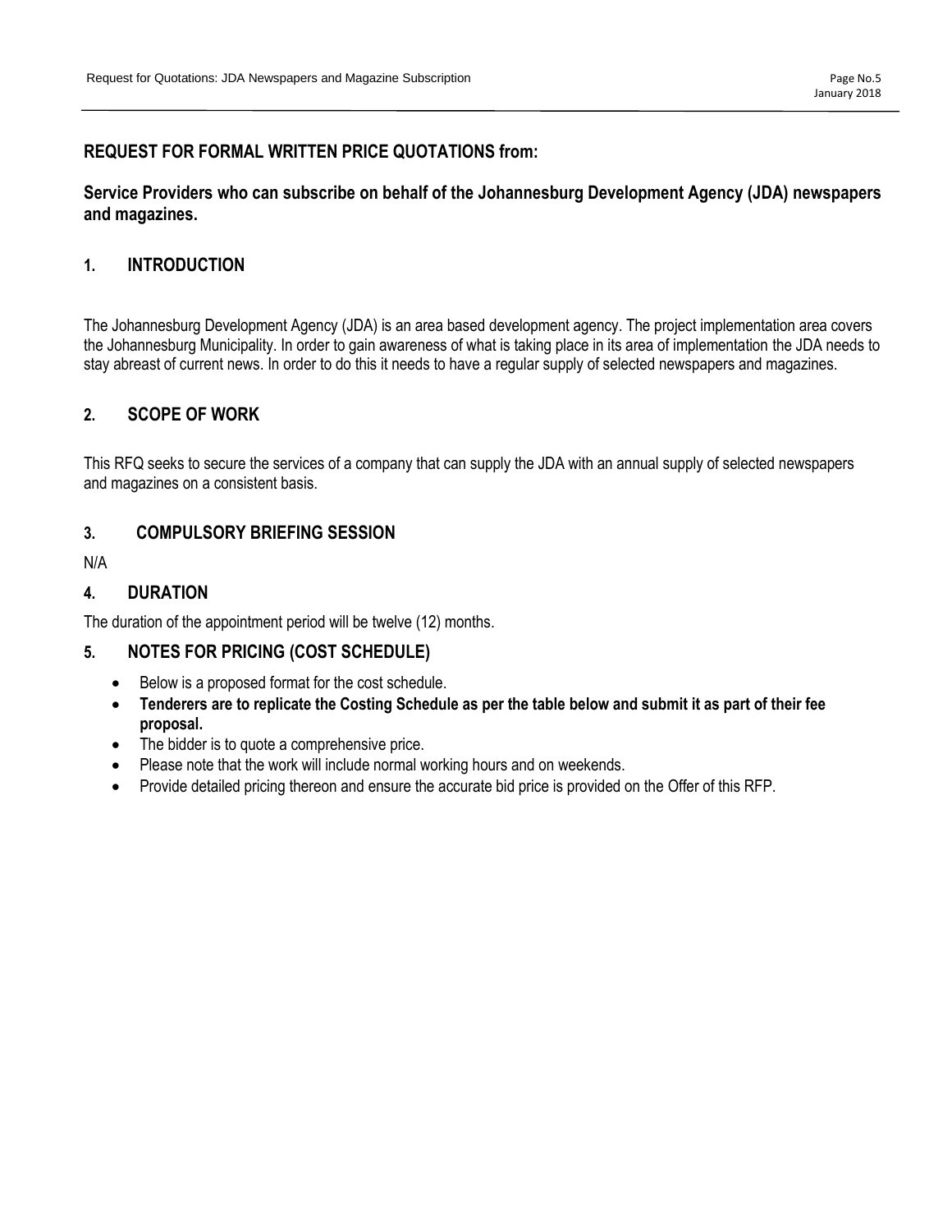**REQUEST FOR FORMAL WRITTEN PRICE QUOTATIONS from:**

**Service Providers who can subscribe on behalf of the Johannesburg Development Agency (JDA) newspapers and magazines.**

## 1. INTRODUCTION

The Johannesburg Development Agency (JDA) is an area based development agency. The project implementation area covers the Johannesburg Municipality. In order to gain awareness of what is taking place in its area of implementation the JDA needs to stay abreast of current news. In order to do this it needs to have a regular supply of selected newspapers and magazines.

## 2. SCOPE OF WORK

This RFQ seeks to secure the services of a company that can supply the JDA with an annual supply of selected newspapers and magazines on a consistent basis.

## 3. COMPULSORY BRIEFING SESSION

N/A

## 4. DURATION

The duration of the appointment period will be twelve (12) months.

## 5. NOTES FOR PRICING (COST SCHEDULE)

- Below is a proposed format for the cost schedule.
- **Tenderers are to replicate the Costing Schedule as per the table below and submit it as part of their fee proposal.**
- The bidder is to quote a comprehensive price.
- Please note that the work will include normal working hours and on weekends.
- Provide detailed pricing thereon and ensure the accurate bid price is provided on the Offer of this RFP.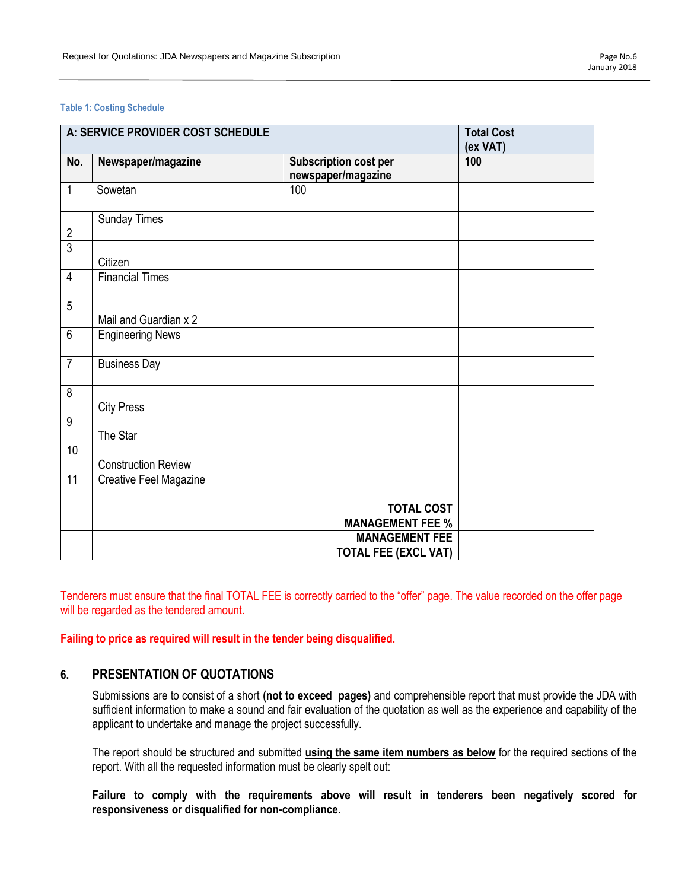Table 1: Costing Schedule

| A: SERVICE PROVIDER COST SCHEDULE | | | Total Cost (ex VAT) |
|---|---|---|---|
| No. | Newspaper/magazine | Subscription cost per newspaper/magazine | 100 |
| 1 | Sowetan | 100 | |
| 2 | Sunday Times | | |
| 3 | Citizen | | |
| 4 | Financial Times | | |
| 5 | Mail and Guardian x 2 | | |
| 6 | Engineering News | | |
| 7 | Business Day | | |
| 8 | City Press | | |
| 9 | The Star | | |
| 10 | Construction Review | | |
| 11 | Creative Feel Magazine | | |
| | | **TOTAL COST** | |
| | | **MANAGEMENT FEE %** | |
| | | **MANAGEMENT FEE** | |
| | | **TOTAL FEE (EXCL VAT)** | |

Tenderers must ensure that the final TOTAL FEE is correctly carried to the "offer" page. The value recorded on the offer page will be regarded as the tendered amount.

**Failing to price as required will result in the tender being disqualified.**

## 6. PRESENTATION OF QUOTATIONS

Submissions are to consist of a short **(not to exceed pages)** and comprehensible report that must provide the JDA with sufficient information to make a sound and fair evaluation of the quotation as well as the experience and capability of the applicant to undertake and manage the project successfully.

The report should be structured and submitted **using the same item numbers as below** for the required sections of the report. With all the requested information must be clearly spelt out:

**Failure to comply with the requirements above will result in tenderers been negatively scored for responsiveness or disqualified for non-compliance.**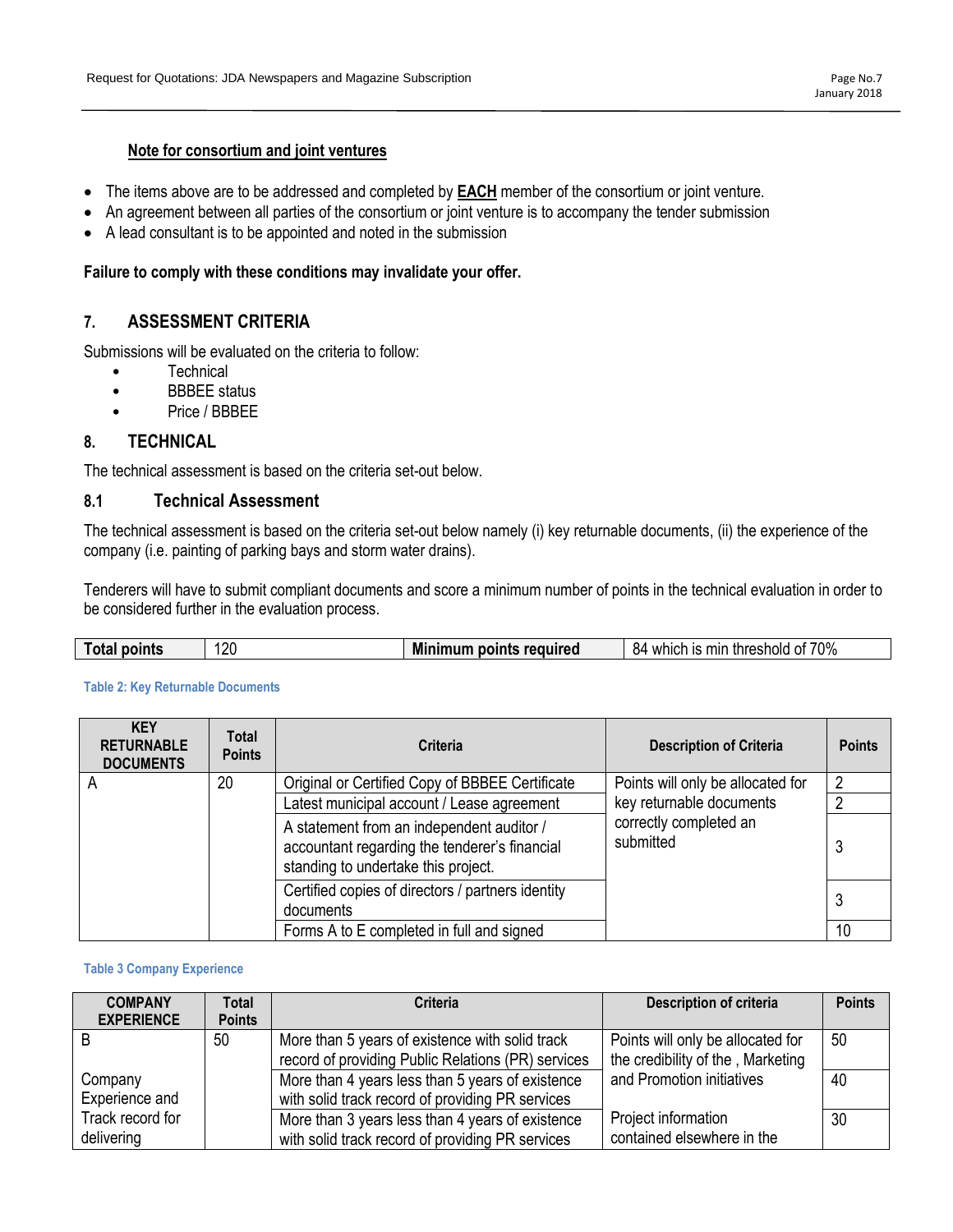**<u>Note for consortium and joint ventures</u>**

- The items above are to be addressed and completed by **<u>EACH</u>** member of the consortium or joint venture.
- An agreement between all parties of the consortium or joint venture is to accompany the tender submission
- A lead consultant is to be appointed and noted in the submission

**Failure to comply with these conditions may invalidate your offer.**

## 7. ASSESSMENT CRITERIA

Submissions will be evaluated on the criteria to follow:

- Technical
- BBBEE status
- Price / BBBEE

## 8. TECHNICAL

The technical assessment is based on the criteria set-out below.

### 8.1 Technical Assessment

The technical assessment is based on the criteria set-out below namely (i) key returnable documents, (ii) the experience of the company (i.e. painting of parking bays and storm water drains).

Tenderers will have to submit compliant documents and score a minimum number of points in the technical evaluation in order to be considered further in the evaluation process.

| **Total points** | 120 | **Minimum points required** | 84 which is min threshold of 70% |
|---|---|---|---|

Table 2: Key Returnable Documents

| KEY RETURNABLE DOCUMENTS | Total Points | Criteria | Description of Criteria | Points |
|---|---|---|---|---|
| A | 20 | Original or Certified Copy of BBBEE Certificate | Points will only be allocated for key returnable documents correctly completed an submitted | 2 |
| | | Latest municipal account / Lease agreement | | 2 |
| | | A statement from an independent auditor / accountant regarding the tenderer's financial standing to undertake this project. | | 3 |
| | | Certified copies of directors / partners identity documents | | 3 |
| | | Forms A to E completed in full and signed | | 10 |

Table 3 Company Experience

| COMPANY EXPERIENCE | Total Points | Criteria | Description of criteria | Points |
|---|---|---|---|---|
| B<br><br>Company Experience and Track record for delivering | 50 | More than 5 years of existence with solid track record of providing Public Relations (PR) services | Points will only be allocated for the credibility of the , Marketing and Promotion initiatives | 50 |
| | | More than 4 years less than 5 years of existence with solid track record of providing PR services | | 40 |
| | | More than 3 years less than 4 years of existence with solid track record of providing PR services | Project information contained elsewhere in the | 30 |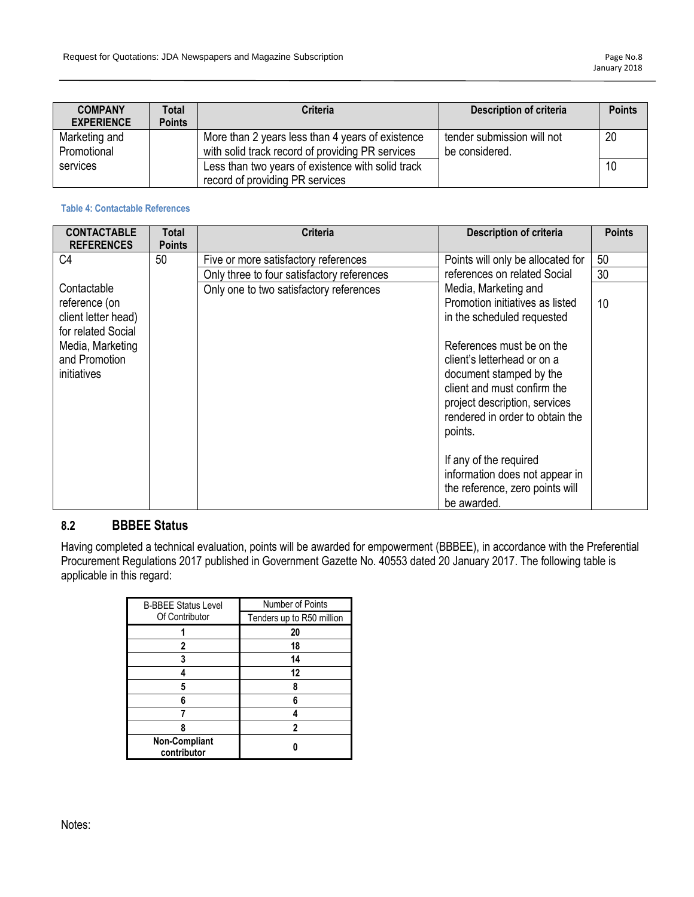| COMPANY EXPERIENCE | Total Points | Criteria | Description of criteria | Points |
|---|---|---|---|---|
| Marketing and Promotional services | | More than 2 years less than 4 years of existence with solid track record of providing PR services | tender submission will not be considered. | 20 |
| | | Less than two years of existence with solid track record of providing PR services | | 10 |

**Table 4: Contactable References**

| CONTACTABLE REFERENCES | Total Points | Criteria | Description of criteria | Points |
|---|---|---|---|---|
| C4<br><br>Contactable reference (on client letter head) for related Social Media, Marketing and Promotion initiatives | 50 | Five or more satisfactory references | Points will only be allocated for references on related Social Media, Marketing and Promotion initiatives as listed in the scheduled requested<br><br>References must be on the client's letterhead or on a document stamped by the client and must confirm the project description, services rendered in order to obtain the points.<br><br>If any of the required information does not appear in the reference, zero points will be awarded. | 50 |
| | | Only three to four satisfactory references | | 30 |
| | | Only one to two satisfactory references | | 10 |

## 8.2 BBBEE Status

Having completed a technical evaluation, points will be awarded for empowerment (BBBEE), in accordance with the Preferential Procurement Regulations 2017 published in Government Gazette No. 40553 dated 20 January 2017. The following table is applicable in this regard:

| B-BBEE Status Level Of Contributor | Number of Points |
|---|---|
| | Tenders up to R50 million |
| **1** | **20** |
| **2** | **18** |
| **3** | **14** |
| **4** | **12** |
| **5** | **8** |
| **6** | **6** |
| **7** | **4** |
| **8** | **2** |
| **Non-Compliant contributor** | **0** |

Notes: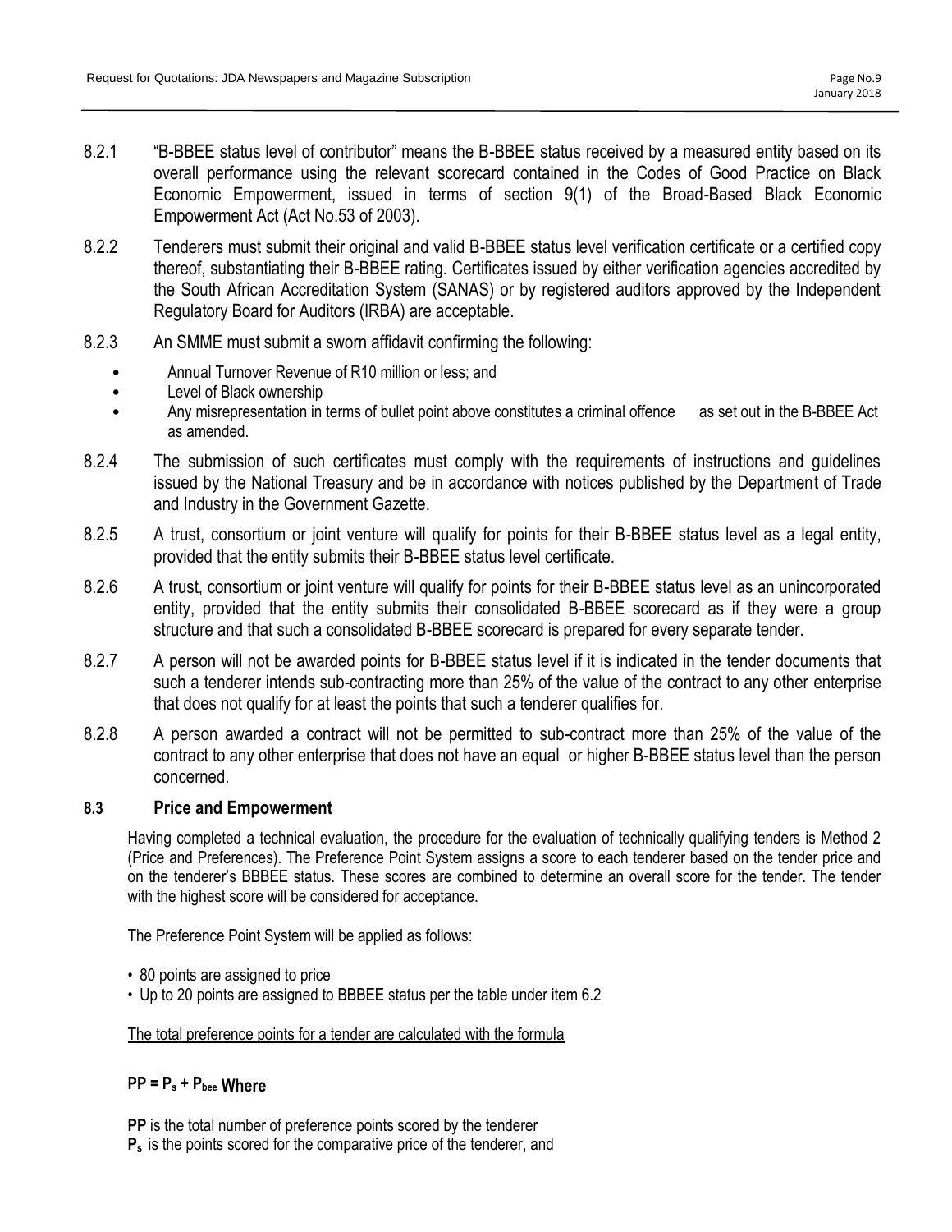8.2.1 "B-BBEE status level of contributor" means the B-BBEE status received by a measured entity based on its overall performance using the relevant scorecard contained in the Codes of Good Practice on Black Economic Empowerment, issued in terms of section 9(1) of the Broad-Based Black Economic Empowerment Act (Act No.53 of 2003).

8.2.2 Tenderers must submit their original and valid B-BBEE status level verification certificate or a certified copy thereof, substantiating their B-BBEE rating. Certificates issued by either verification agencies accredited by the South African Accreditation System (SANAS) or by registered auditors approved by the Independent Regulatory Board for Auditors (IRBA) are acceptable.

8.2.3 An SMME must submit a sworn affidavit confirming the following:

- Annual Turnover Revenue of R10 million or less; and
- Level of Black ownership
- Any misrepresentation in terms of bullet point above constitutes a criminal offence as set out in the B-BBEE Act as amended.

8.2.4 The submission of such certificates must comply with the requirements of instructions and guidelines issued by the National Treasury and be in accordance with notices published by the Department of Trade and Industry in the Government Gazette.

8.2.5 A trust, consortium or joint venture will qualify for points for their B-BBEE status level as a legal entity, provided that the entity submits their B-BBEE status level certificate.

8.2.6 A trust, consortium or joint venture will qualify for points for their B-BBEE status level as an unincorporated entity, provided that the entity submits their consolidated B-BBEE scorecard as if they were a group structure and that such a consolidated B-BBEE scorecard is prepared for every separate tender.

8.2.7 A person will not be awarded points for B-BBEE status level if it is indicated in the tender documents that such a tenderer intends sub-contracting more than 25% of the value of the contract to any other enterprise that does not qualify for at least the points that such a tenderer qualifies for.

8.2.8 A person awarded a contract will not be permitted to sub-contract more than 25% of the value of the contract to any other enterprise that does not have an equal or higher B-BBEE status level than the person concerned.

### 8.3 Price and Empowerment

Having completed a technical evaluation, the procedure for the evaluation of technically qualifying tenders is Method 2 (Price and Preferences). The Preference Point System assigns a score to each tenderer based on the tender price and on the tenderer's BBBEE status. These scores are combined to determine an overall score for the tender. The tender with the highest score will be considered for acceptance.

The Preference Point System will be applied as follows:

- 80 points are assigned to price
- Up to 20 points are assigned to BBBEE status per the table under item 6.2

The total preference points for a tender are calculated with the formula

**$PP = P_s + P_{bee}$ Where**

**PP** is the total number of preference points scored by the tenderer
**$P_s$** is the points scored for the comparative price of the tenderer, and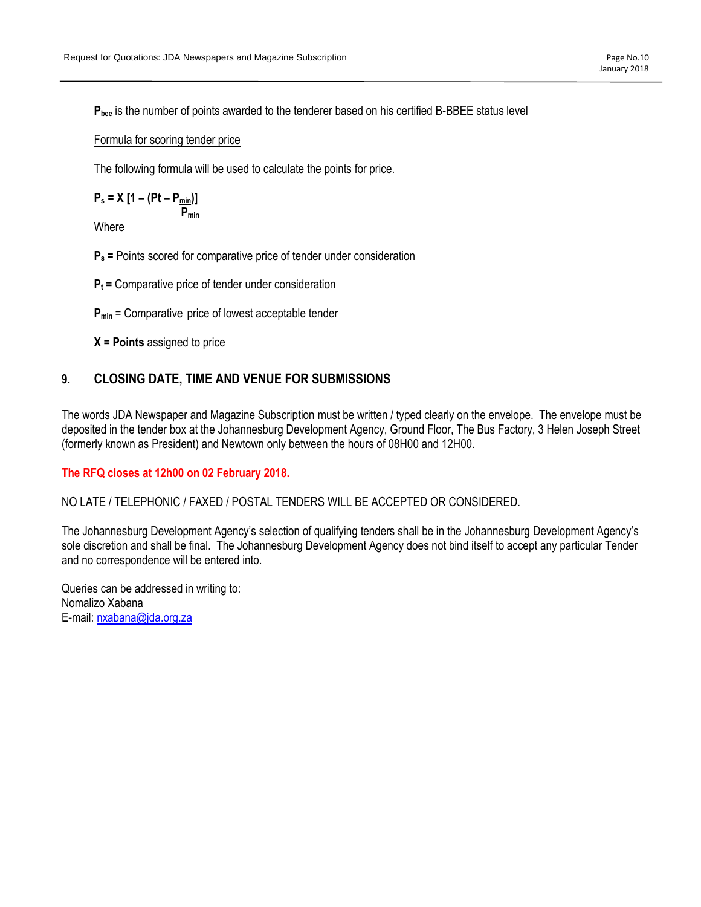**$P_{bee}$** is the number of points awarded to the tenderer based on his certified B-BBEE status level

<u>Formula for scoring tender price</u>

The following formula will be used to calculate the points for price.

$$P_s = X\left[1 - \frac{(Pt - P_{min})}{P_{min}}\right]$$

Where

**$P_s$ =** Points scored for comparative price of tender under consideration

**$P_t$ =** Comparative price of tender under consideration

**$P_{min}$** = Comparative price of lowest acceptable tender

**X = Points** assigned to price

## 9. CLOSING DATE, TIME AND VENUE FOR SUBMISSIONS

The words JDA Newspaper and Magazine Subscription must be written / typed clearly on the envelope. The envelope must be deposited in the tender box at the Johannesburg Development Agency, Ground Floor, The Bus Factory, 3 Helen Joseph Street (formerly known as President) and Newtown only between the hours of 08H00 and 12H00.

**The RFQ closes at 12h00 on 02 February 2018.**

NO LATE / TELEPHONIC / FAXED / POSTAL TENDERS WILL BE ACCEPTED OR CONSIDERED.

The Johannesburg Development Agency's selection of qualifying tenders shall be in the Johannesburg Development Agency's sole discretion and shall be final. The Johannesburg Development Agency does not bind itself to accept any particular Tender and no correspondence will be entered into.

Queries can be addressed in writing to:
Nomalizo Xabana
E-mail: nxabana@jda.org.za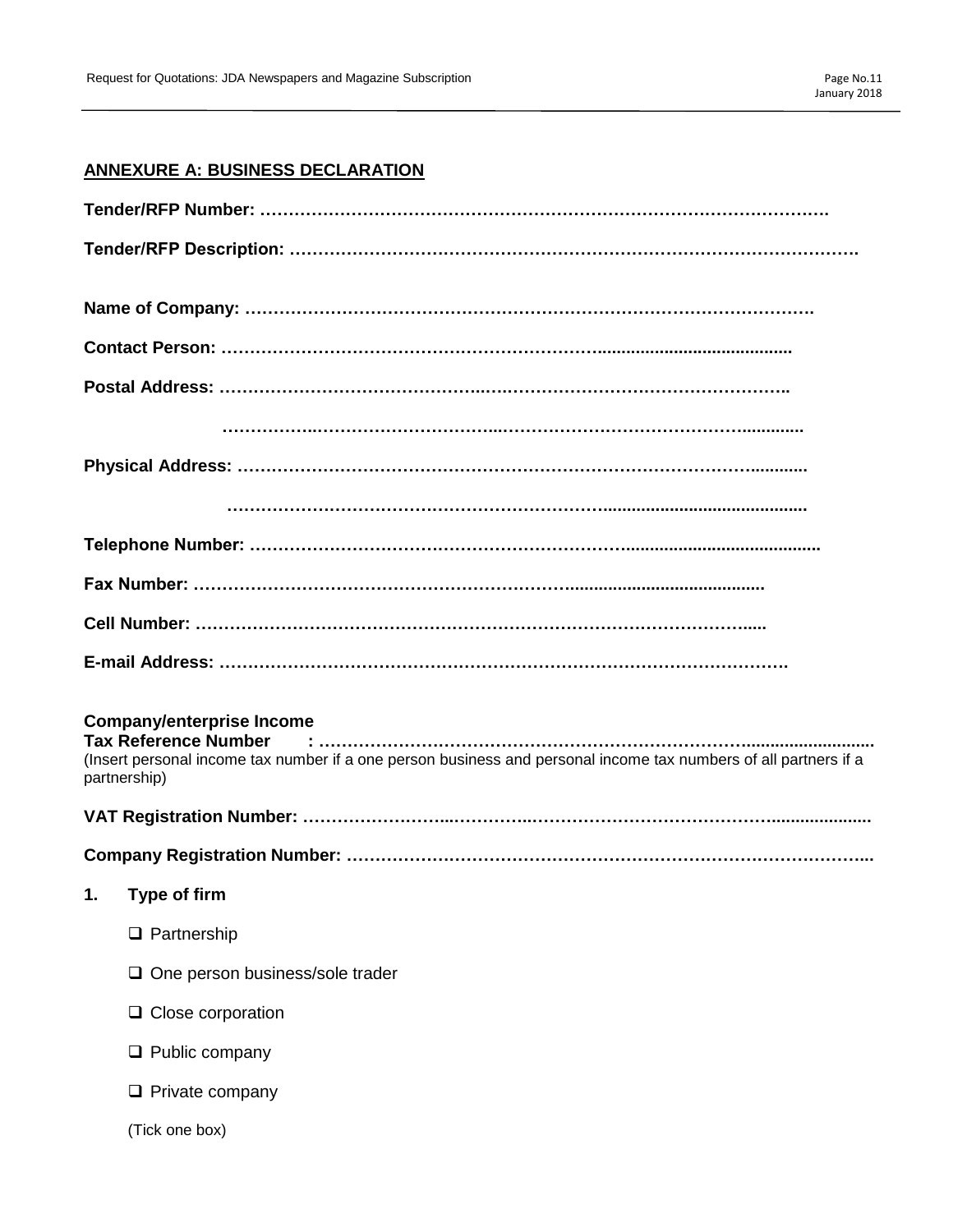## ANNEXURE A: BUSINESS DECLARATION

**Tender/RFP Number: ……………………………………………………………………………………………**

**Tender/RFP Description: ……………………………………………………………………………………….**

**Name of Company: ……………………………………………………………………………………….**

**Contact Person: …………………………………………………………….......................................**

**Postal Address: ……………………………………..…………………………………………………..**

**……………..……………………………..…………………………………………..............**

**Physical Address: ………………………………………………………………………………............**

**…………………………………………………………………............................................**

**Telephone Number: …………………………………………………………........................................**

**Fax Number: ……………………………………………………………........................................**

**Cell Number: ……………………………………………………………………………………......**

**E-mail Address: ……………………………………………………………………………………….**

**Company/enterprise Income**
**Tax Reference Number : …………………………………………………………………...........................**
(Insert personal income tax number if a one person business and personal income tax numbers of all partners if a partnership)

**VAT Registration Number: ……………………..………..……………………………………….....................**

**Company Registration Number: ……………………………………………………………………………...**

### 1. Type of firm

- ❑ Partnership
- ❑ One person business/sole trader
- ❑ Close corporation
- ❑ Public company
- ❑ Private company

(Tick one box)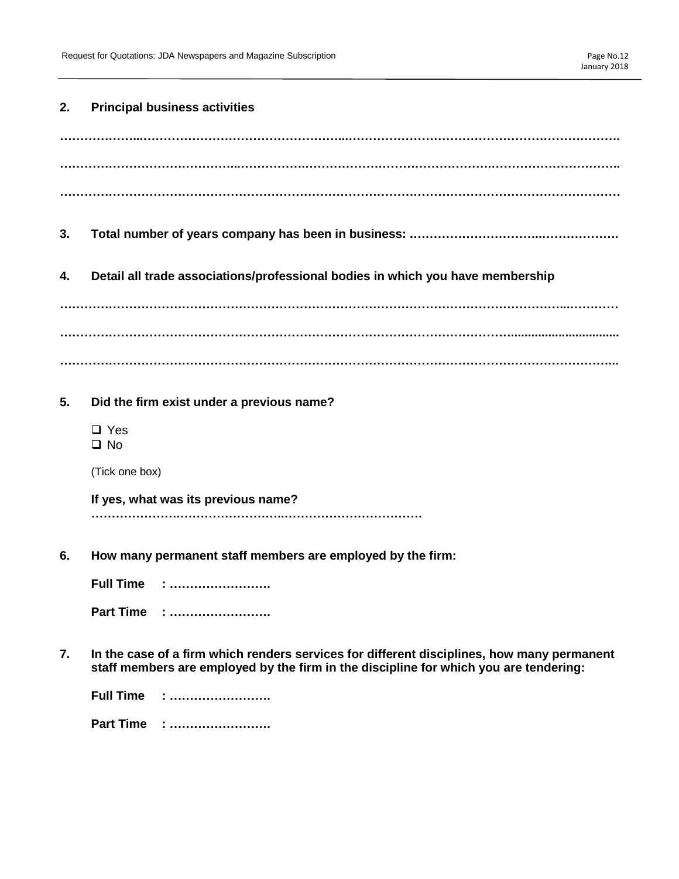**2. Principal business activities**

……………………………………………………………………………………………………………………………

……………………………………………………………………………………………………………………………

……………………………………………………………………………………………………………………………

**3. Total number of years company has been in business: ……………………………………………………**

**4. Detail all trade associations/professional bodies in which you have membership**

……………………………………………………………………………………………………………………………

……………………………………………………………………………………………………………………………

……………………………………………………………………………………………………………………………

**5. Did the firm exist under a previous name?**

- ❑ Yes
- ❑ No

(Tick one box)

**If yes, what was its previous name?**
**……………………………………………………………………………**

**6. How many permanent staff members are employed by the firm:**

**Full Time : …………………….**

**Part Time : …………………….**

**7. In the case of a firm which renders services for different disciplines, how many permanent staff members are employed by the firm in the discipline for which you are tendering:**

**Full Time : …………………….**

**Part Time : …………………….**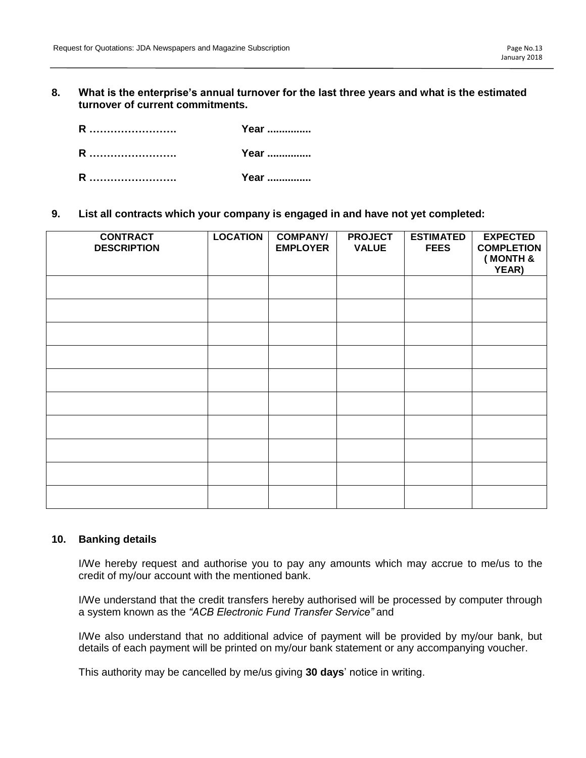**8. What is the enterprise's annual turnover for the last three years and what is the estimated turnover of current commitments.**

**R ……………………. Year ...............**

**R ……………………. Year ...............**

**R ……………………. Year ...............**

**9. List all contracts which your company is engaged in and have not yet completed:**

| CONTRACT DESCRIPTION | LOCATION | COMPANY/ EMPLOYER | PROJECT VALUE | ESTIMATED FEES | EXPECTED COMPLETION ( MONTH & YEAR) |
|---|---|---|---|---|---|
| | | | | | |
| | | | | | |
| | | | | | |
| | | | | | |
| | | | | | |
| | | | | | |
| | | | | | |
| | | | | | |
| | | | | | |
| | | | | | |

**10. Banking details**

I/We hereby request and authorise you to pay any amounts which may accrue to me/us to the credit of my/our account with the mentioned bank.

I/We understand that the credit transfers hereby authorised will be processed by computer through a system known as the *"ACB Electronic Fund Transfer Service"* and

I/We also understand that no additional advice of payment will be provided by my/our bank, but details of each payment will be printed on my/our bank statement or any accompanying voucher.

This authority may be cancelled by me/us giving **30 days**' notice in writing.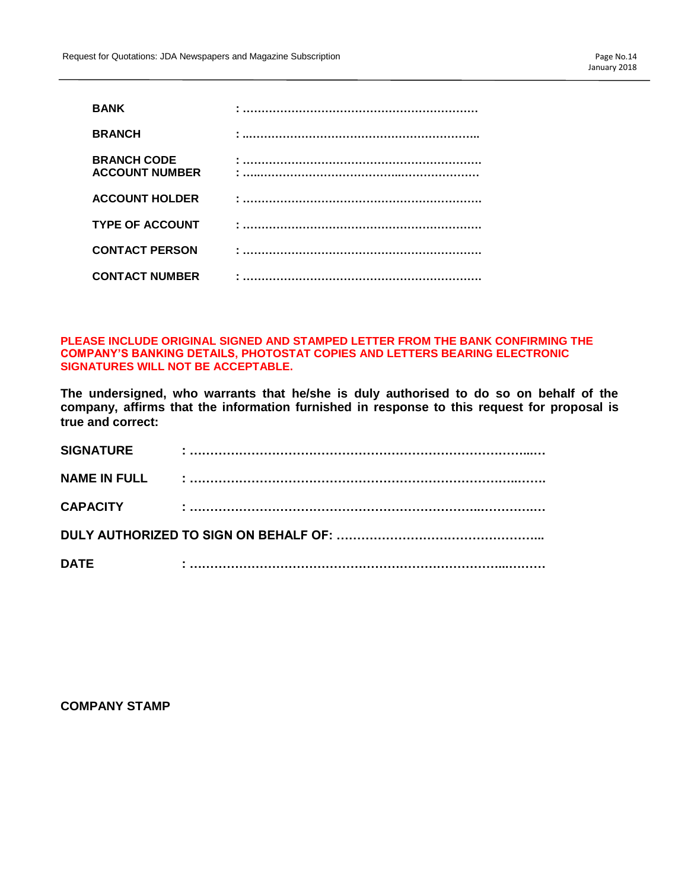**BANK** : …………………………………………………………

**BRANCH** : …………………………………………………………

**BRANCH CODE** : …………………………………………………………
**ACCOUNT NUMBER** : …………………………………………………………

**ACCOUNT HOLDER** : …………………………………………………………

**TYPE OF ACCOUNT** : …………………………………………………………

**CONTACT PERSON** : …………………………………………………………

**CONTACT NUMBER** : …………………………………………………………

**PLEASE INCLUDE ORIGINAL SIGNED AND STAMPED LETTER FROM THE BANK CONFIRMING THE COMPANY'S BANKING DETAILS, PHOTOSTAT COPIES AND LETTERS BEARING ELECTRONIC SIGNATURES WILL NOT BE ACCEPTABLE.**

**The undersigned, who warrants that he/she is duly authorised to do so on behalf of the company, affirms that the information furnished in response to this request for proposal is true and correct:**

**SIGNATURE** : ……………………………………………………………………………

**NAME IN FULL** : ……………………………………………………………………………

**CAPACITY** : ……………………………………………………………………………

**DULY AUTHORIZED TO SIGN ON BEHALF OF:** …………………………………………

**DATE** : ……………………………………………………………………………

**COMPANY STAMP**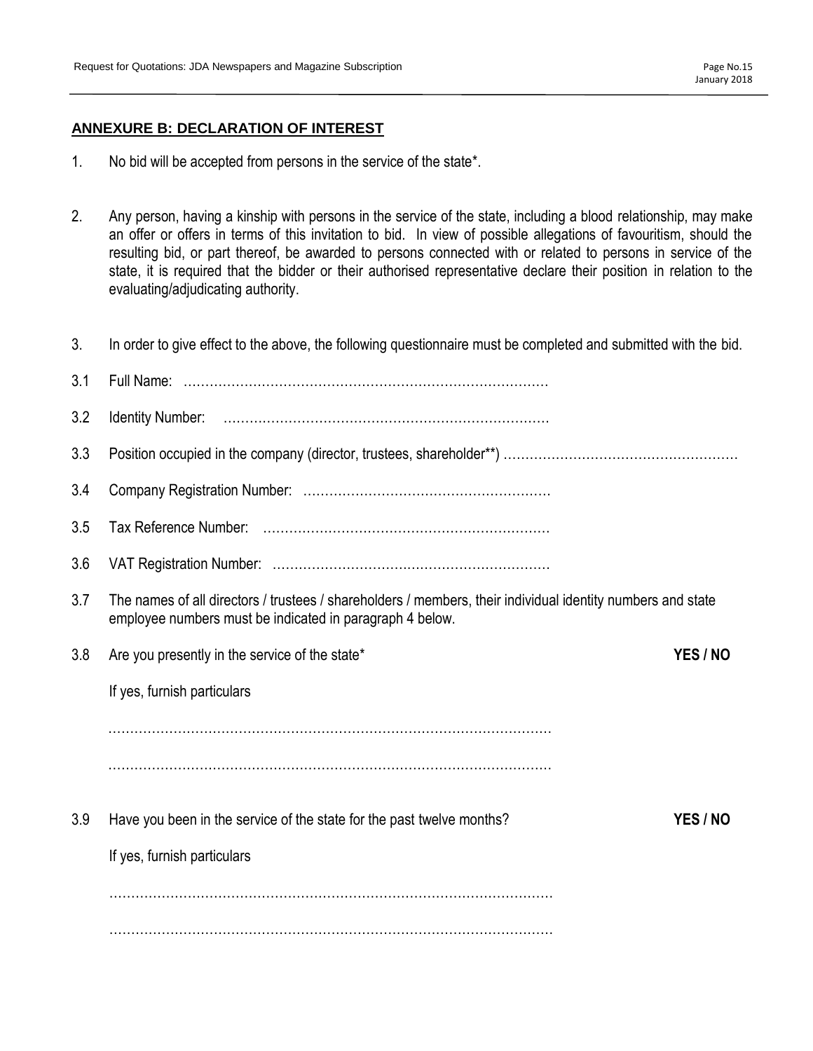## ANNEXURE B: DECLARATION OF INTEREST

1. No bid will be accepted from persons in the service of the state*.

2. Any person, having a kinship with persons in the service of the state, including a blood relationship, may make an offer or offers in terms of this invitation to bid. In view of possible allegations of favouritism, should the resulting bid, or part thereof, be awarded to persons connected with or related to persons in service of the state, it is required that the bidder or their authorised representative declare their position in relation to the evaluating/adjudicating authority.

3. In order to give effect to the above, the following questionnaire must be completed and submitted with the bid.

3.1 Full Name: …………………………………………………………………………

3.2 Identity Number: ………………………………………………………………….

3.3 Position occupied in the company (director, trustees, shareholder**) ……………………………………………

3.4 Company Registration Number: ………………………………………………..

3.5 Tax Reference Number: …………………………………………………………

3.6 VAT Registration Number: ………………………………………………………

3.7 The names of all directors / trustees / shareholders / members, their individual identity numbers and state employee numbers must be indicated in paragraph 4 below.

3.8 Are you presently in the service of the state* **YES / NO**

If yes, furnish particulars

……………………………………………………………………………………………

……………………………………………………………………………………………

3.9 Have you been in the service of the state for the past twelve months? **YES / NO**

If yes, furnish particulars

……………………………………………………………………………………………

……………………………………………………………………………………………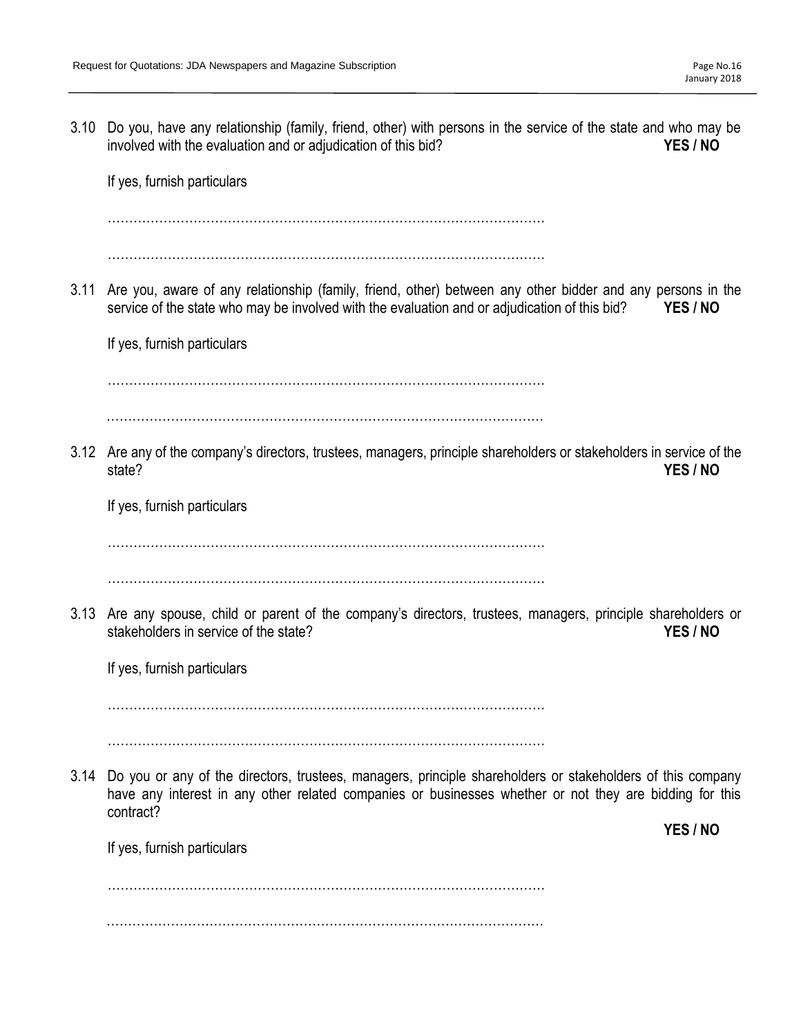3.10 Do you, have any relationship (family, friend, other) with persons in the service of the state and who may be involved with the evaluation and or adjudication of this bid? **YES / NO**

If yes, furnish particulars

…………………………………………………………………………………………

…………………………………………………………………………………………

3.11 Are you, aware of any relationship (family, friend, other) between any other bidder and any persons in the service of the state who may be involved with the evaluation and or adjudication of this bid? **YES / NO**

If yes, furnish particulars

…………………………………………………………………………………………

…………………………………………………………………………………………

3.12 Are any of the company's directors, trustees, managers, principle shareholders or stakeholders in service of the state? **YES / NO**

If yes, furnish particulars

…………………………………………………………………………………………

…………………………………………………………………………………………

3.13 Are any spouse, child or parent of the company's directors, trustees, managers, principle shareholders or stakeholders in service of the state? **YES / NO**

If yes, furnish particulars

…………………………………………………………………………………………

…………………………………………………………………………………………

3.14 Do you or any of the directors, trustees, managers, principle shareholders or stakeholders of this company have any interest in any other related companies or businesses whether or not they are bidding for this contract? **YES / NO**

If yes, furnish particulars

…………………………………………………………………………………………

…………………………………………………………………………………………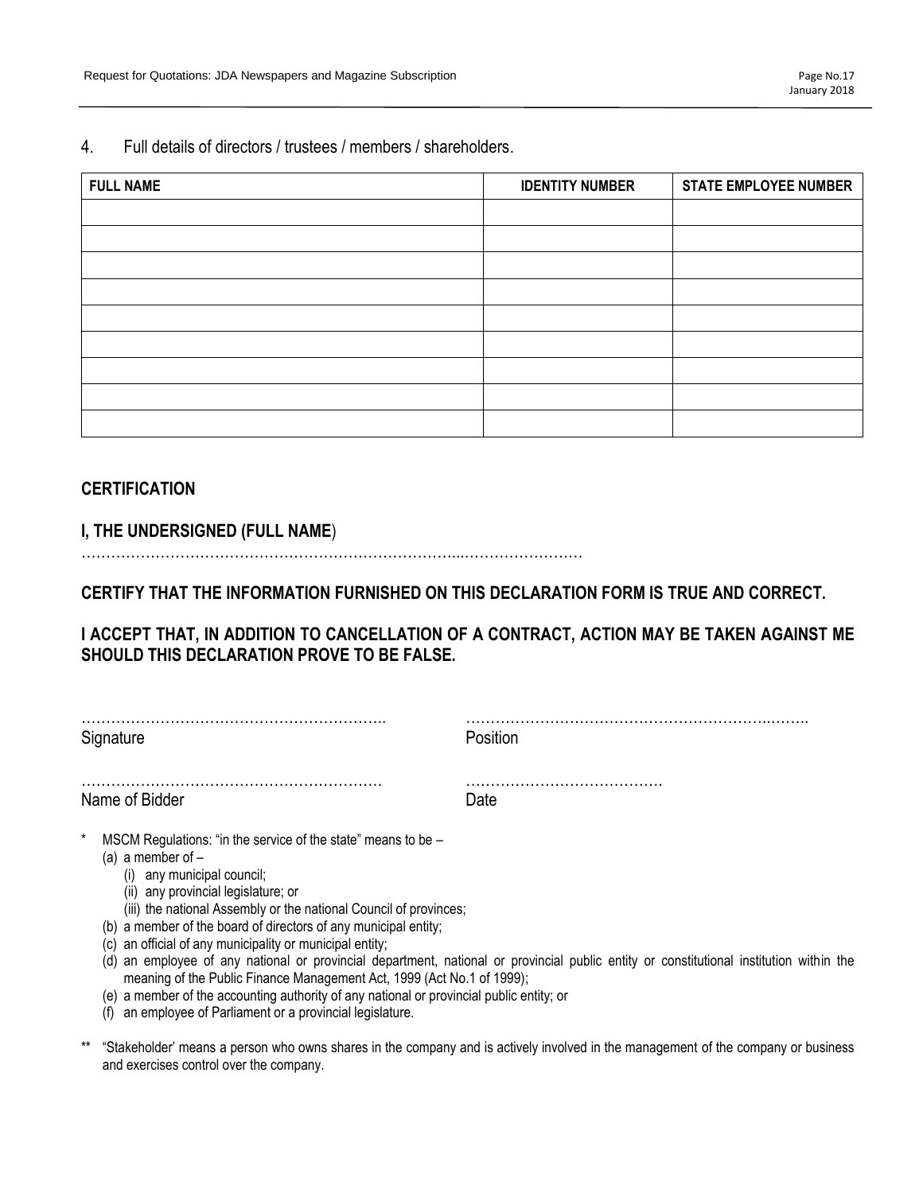4. Full details of directors / trustees / members / shareholders.

| FULL NAME | IDENTITY NUMBER | STATE EMPLOYEE NUMBER |
|---|---|---|
| | | |
| | | |
| | | |
| | | |
| | | |
| | | |
| | | |
| | | |
| | | |

**CERTIFICATION**

**I, THE UNDERSIGNED (FULL NAME**)

……………………………………………………………………...……………………

**CERTIFY THAT THE INFORMATION FURNISHED ON THIS DECLARATION FORM IS TRUE AND CORRECT.**

**I ACCEPT THAT, IN ADDITION TO CANCELLATION OF A CONTRACT, ACTION MAY BE TAKEN AGAINST ME SHOULD THIS DECLARATION PROVE TO BE FALSE.**

……………………………………………………..
Signature

…………………………………………………….……..
Position

…………………………………………………….
Name of Bidder

………………………………….
Date

\* MSCM Regulations: "in the service of the state" means to be –

(a) a member of –
   (i) any municipal council;
   (ii) any provincial legislature; or
   (iii) the national Assembly or the national Council of provinces;

(b) a member of the board of directors of any municipal entity;

(c) an official of any municipality or municipal entity;

(d) an employee of any national or provincial department, national or provincial public entity or constitutional institution within the meaning of the Public Finance Management Act, 1999 (Act No.1 of 1999);

(e) a member of the accounting authority of any national or provincial public entity; or

(f) an employee of Parliament or a provincial legislature.

\*\* "Stakeholder' means a person who owns shares in the company and is actively involved in the management of the company or business and exercises control over the company.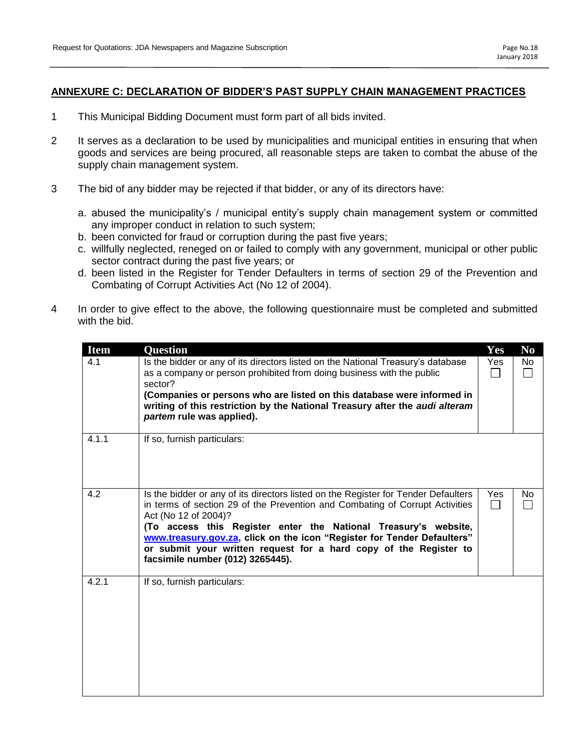## ANNEXURE C: DECLARATION OF BIDDER'S PAST SUPPLY CHAIN MANAGEMENT PRACTICES

1. This Municipal Bidding Document must form part of all bids invited.

2. It serves as a declaration to be used by municipalities and municipal entities in ensuring that when goods and services are being procured, all reasonable steps are taken to combat the abuse of the supply chain management system.

3. The bid of any bidder may be rejected if that bidder, or any of its directors have:

   a. abused the municipality's / municipal entity's supply chain management system or committed any improper conduct in relation to such system;
   b. been convicted for fraud or corruption during the past five years;
   c. willfully neglected, reneged on or failed to comply with any government, municipal or other public sector contract during the past five years; or
   d. been listed in the Register for Tender Defaulters in terms of section 29 of the Prevention and Combating of Corrupt Activities Act (No 12 of 2004).

4. In order to give effect to the above, the following questionnaire must be completed and submitted with the bid.

| Item | Question | Yes | No |
|---|---|---|---|
| 4.1 | Is the bidder or any of its directors listed on the National Treasury's database as a company or person prohibited from doing business with the public sector?<br>**(Companies or persons who are listed on this database were informed in writing of this restriction by the National Treasury after the *audi alteram partem* rule was applied).** | Yes ☐ | No ☐ |
| 4.1.1 | If so, furnish particulars: | | |
| 4.2 | Is the bidder or any of its directors listed on the Register for Tender Defaulters in terms of section 29 of the Prevention and Combating of Corrupt Activities Act (No 12 of 2004)?<br>**(To access this Register enter the National Treasury's website, www.treasury.gov.za, click on the icon "Register for Tender Defaulters" or submit your written request for a hard copy of the Register to facsimile number (012) 3265445).** | Yes ☐ | No ☐ |
| 4.2.1 | If so, furnish particulars: | | |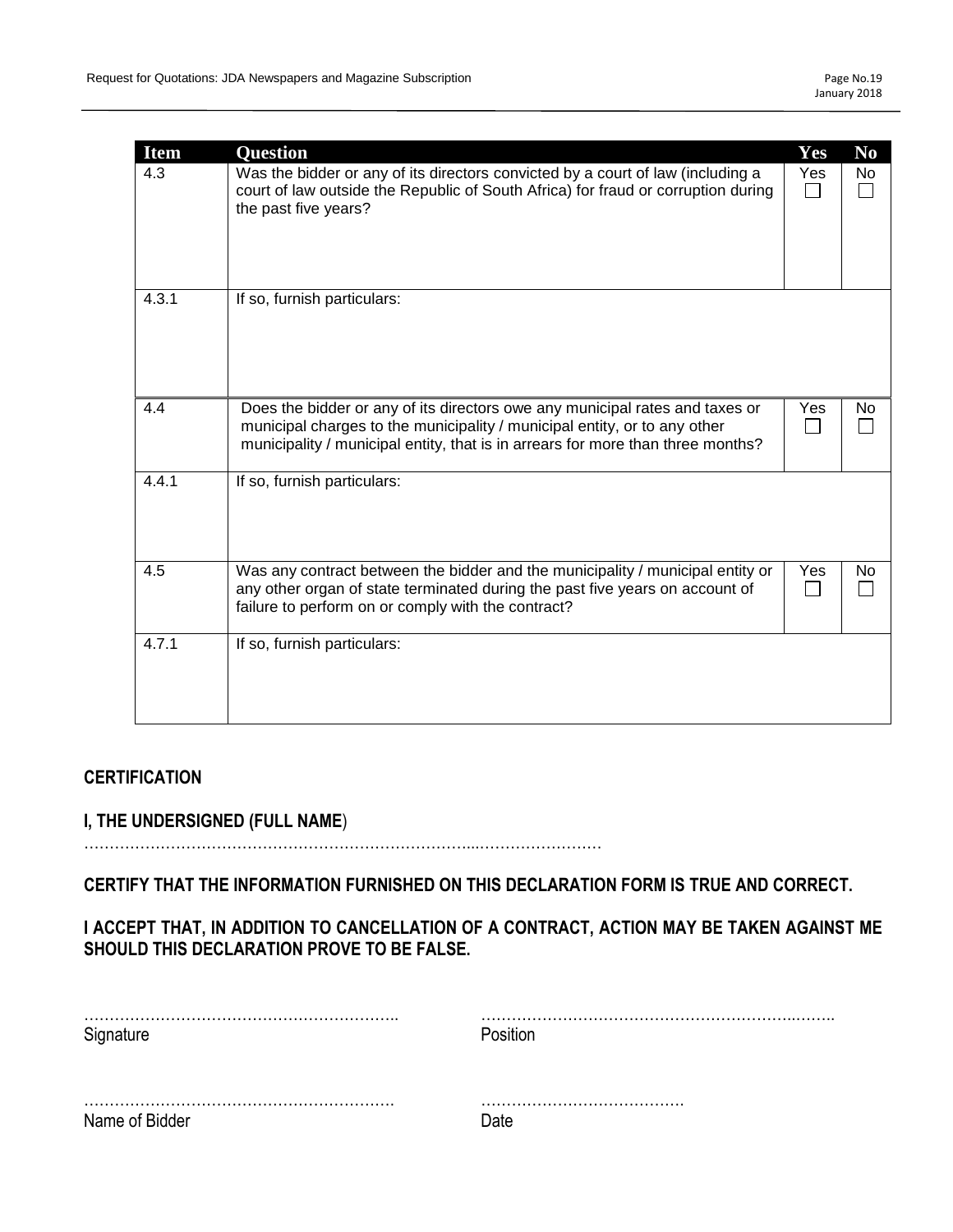| Item | Question | Yes | No |
|---|---|---|---|
| 4.3 | Was the bidder or any of its directors convicted by a court of law (including a court of law outside the Republic of South Africa) for fraud or corruption during the past five years? | Yes ☐ | No ☐ |
| 4.3.1 | If so, furnish particulars: | | |
| 4.4 | Does the bidder or any of its directors owe any municipal rates and taxes or municipal charges to the municipality / municipal entity, or to any other municipality / municipal entity, that is in arrears for more than three months? | Yes ☐ | No ☐ |
| 4.4.1 | If so, furnish particulars: | | |
| 4.5 | Was any contract between the bidder and the municipality / municipal entity or any other organ of state terminated during the past five years on account of failure to perform on or comply with the contract? | Yes ☐ | No ☐ |
| 4.7.1 | If so, furnish particulars: | | |

**CERTIFICATION**

**I, THE UNDERSIGNED (FULL NAME**)

……………………………………………………………………...……………………

**CERTIFY THAT THE INFORMATION FURNISHED ON THIS DECLARATION FORM IS TRUE AND CORRECT.**

**I ACCEPT THAT, IN ADDITION TO CANCELLATION OF A CONTRACT, ACTION MAY BE TAKEN AGAINST ME SHOULD THIS DECLARATION PROVE TO BE FALSE.**

……………………………………………………..
Signature

…………………………………………………………..……..
Position

…………………………………………………….
Name of Bidder

…………………………………
Date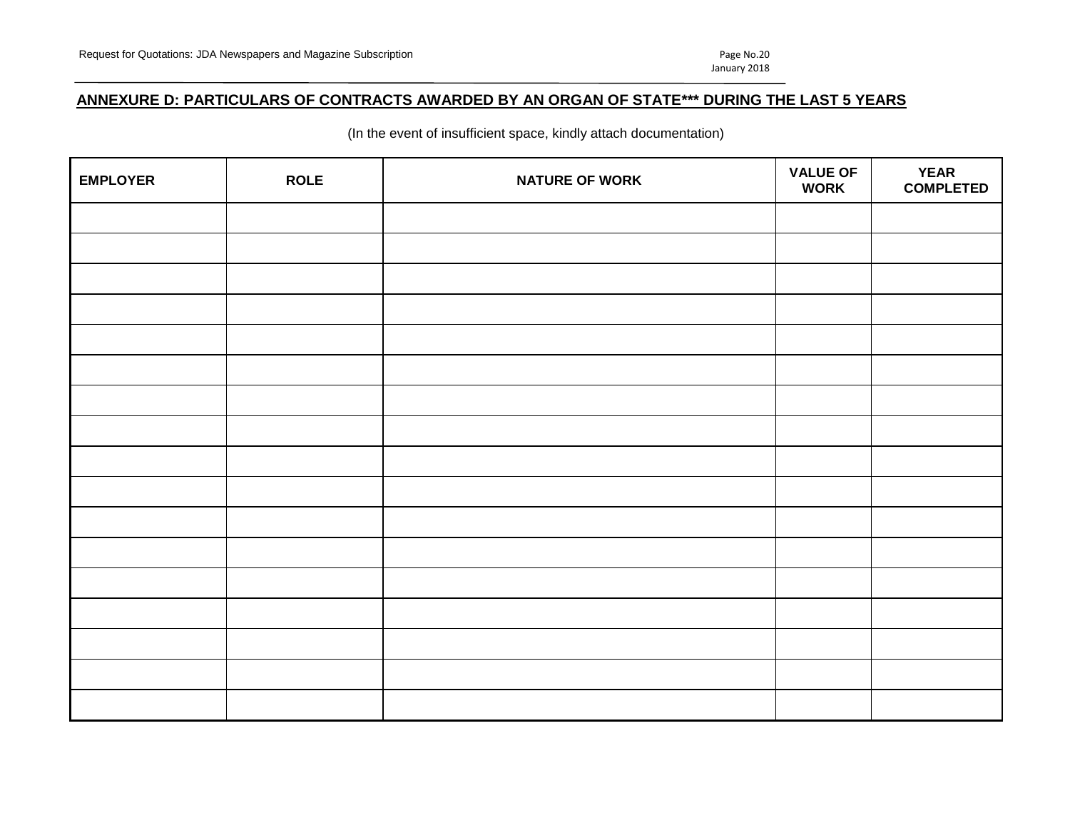## ANNEXURE D: PARTICULARS OF CONTRACTS AWARDED BY AN ORGAN OF STATE*** DURING THE LAST 5 YEARS

(In the event of insufficient space, kindly attach documentation)

| EMPLOYER | ROLE | NATURE OF WORK | VALUE OF WORK | YEAR COMPLETED |
|---|---|---|---|---|
| | | | | |
| | | | | |
| | | | | |
| | | | | |
| | | | | |
| | | | | |
| | | | | |
| | | | | |
| | | | | |
| | | | | |
| | | | | |
| | | | | |
| | | | | |
| | | | | |
| | | | | |
| | | | | |
| | | | | |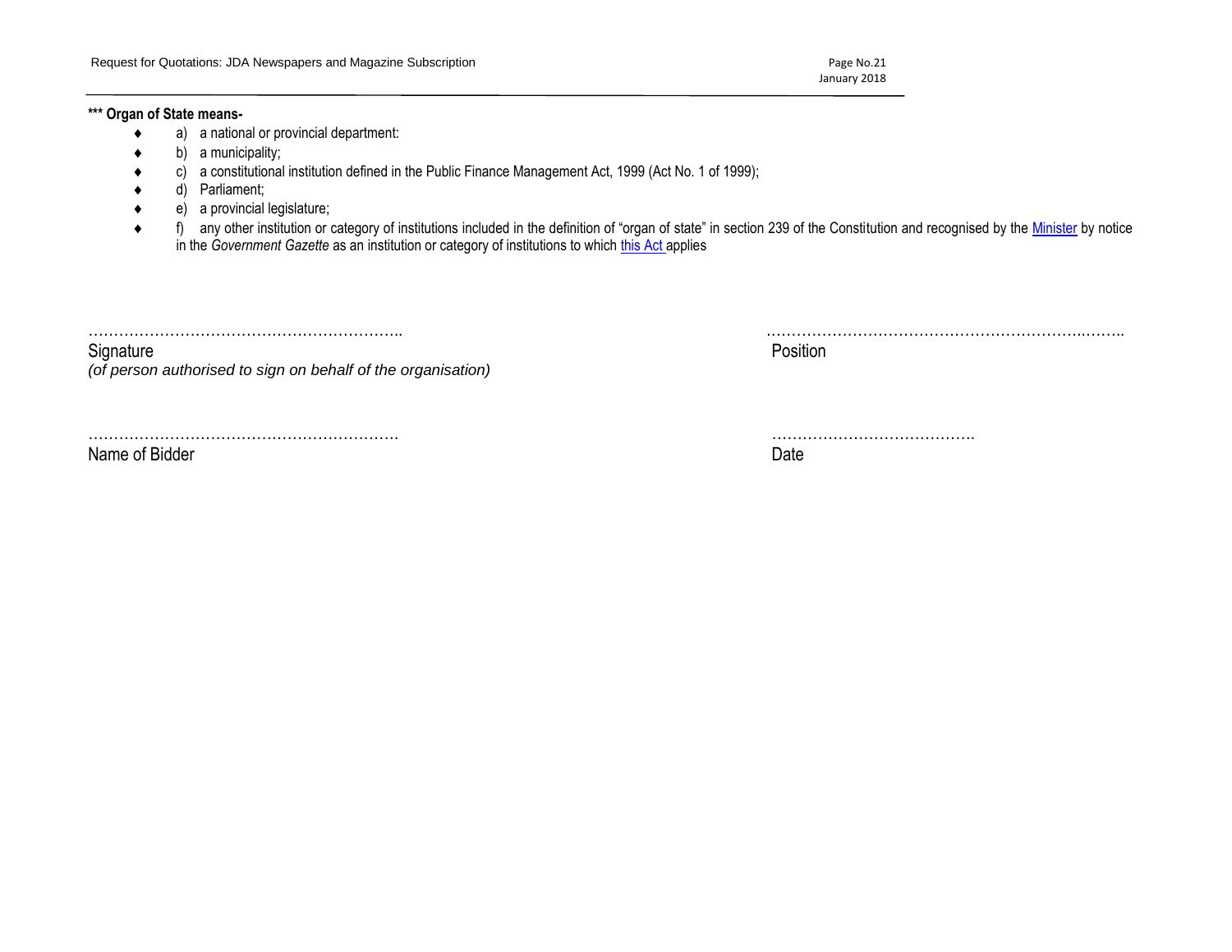**\*\*\* Organ of State means-**

- a) a national or provincial department:
- b) a municipality;
- c) a constitutional institution defined in the Public Finance Management Act, 1999 (Act No. 1 of 1999);
- d) Parliament;
- e) a provincial legislature;
- f) any other institution or category of institutions included in the definition of "organ of state" in section 239 of the Constitution and recognised by the Minister by notice in the *Government Gazette* as an institution or category of institutions to which this Act applies

……………………………………………………..
Signature
*(of person authorised to sign on behalf of the organisation)*

……………………………………………………………..
Position

…………………………………………………….
Name of Bidder

………………………………….
Date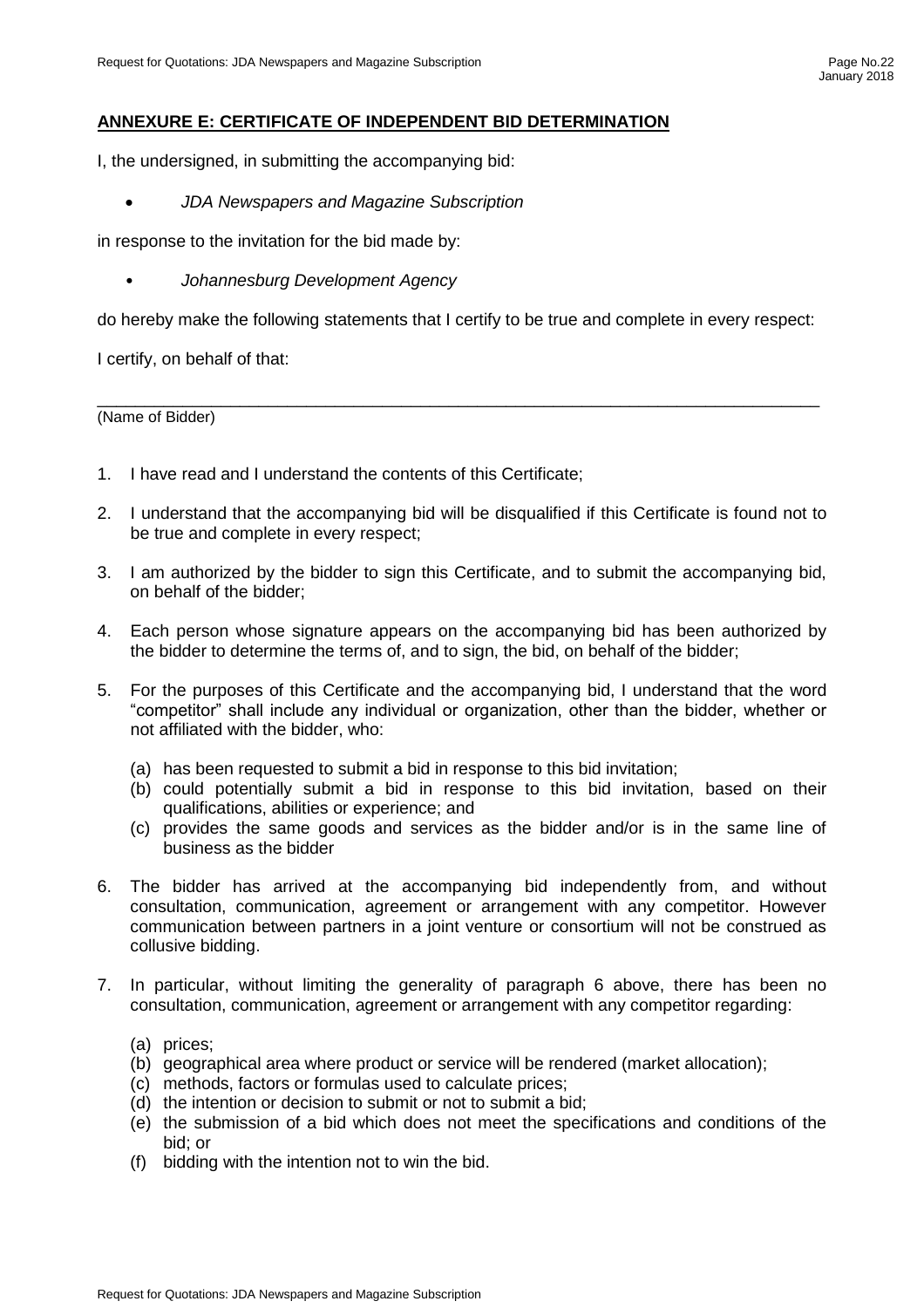## ANNEXURE E: CERTIFICATE OF INDEPENDENT BID DETERMINATION

I, the undersigned, in submitting the accompanying bid:

- *JDA Newspapers and Magazine Subscription*

in response to the invitation for the bid made by:

- *Johannesburg Development Agency*

do hereby make the following statements that I certify to be true and complete in every respect:

I certify, on behalf of that:

_______________________________________________________________________________

(Name of Bidder)

1. I have read and I understand the contents of this Certificate;
2. I understand that the accompanying bid will be disqualified if this Certificate is found not to be true and complete in every respect;
3. I am authorized by the bidder to sign this Certificate, and to submit the accompanying bid, on behalf of the bidder;
4. Each person whose signature appears on the accompanying bid has been authorized by the bidder to determine the terms of, and to sign, the bid, on behalf of the bidder;
5. For the purposes of this Certificate and the accompanying bid, I understand that the word "competitor" shall include any individual or organization, other than the bidder, whether or not affiliated with the bidder, who:
   (a) has been requested to submit a bid in response to this bid invitation;
   (b) could potentially submit a bid in response to this bid invitation, based on their qualifications, abilities or experience; and
   (c) provides the same goods and services as the bidder and/or is in the same line of business as the bidder
6. The bidder has arrived at the accompanying bid independently from, and without consultation, communication, agreement or arrangement with any competitor. However communication between partners in a joint venture or consortium will not be construed as collusive bidding.
7. In particular, without limiting the generality of paragraph 6 above, there has been no consultation, communication, agreement or arrangement with any competitor regarding:
   (a) prices;
   (b) geographical area where product or service will be rendered (market allocation);
   (c) methods, factors or formulas used to calculate prices;
   (d) the intention or decision to submit or not to submit a bid;
   (e) the submission of a bid which does not meet the specifications and conditions of the bid; or
   (f) bidding with the intention not to win the bid.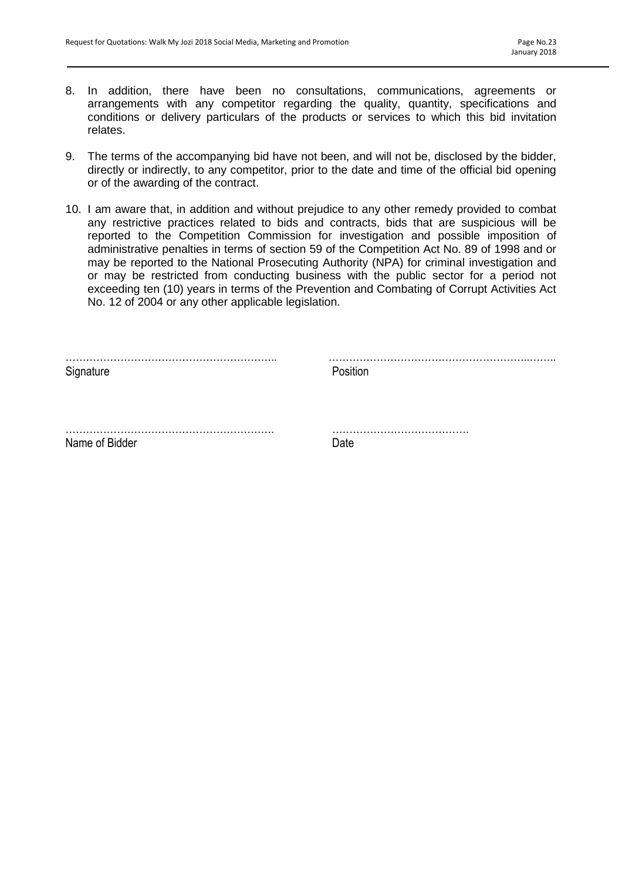8. In addition, there have been no consultations, communications, agreements or arrangements with any competitor regarding the quality, quantity, specifications and conditions or delivery particulars of the products or services to which this bid invitation relates.

9. The terms of the accompanying bid have not been, and will not be, disclosed by the bidder, directly or indirectly, to any competitor, prior to the date and time of the official bid opening or of the awarding of the contract.

10. I am aware that, in addition and without prejudice to any other remedy provided to combat any restrictive practices related to bids and contracts, bids that are suspicious will be reported to the Competition Commission for investigation and possible imposition of administrative penalties in terms of section 59 of the Competition Act No. 89 of 1998 and or may be reported to the National Prosecuting Authority (NPA) for criminal investigation and or may be restricted from conducting business with the public sector for a period not exceeding ten (10) years in terms of the Prevention and Combating of Corrupt Activities Act No. 12 of 2004 or any other applicable legislation.

| | |
|---|---|
| ………………………………………………….. | ……………………………………………...…….. |
| Signature | Position |
| ………………………………………………… | …………………………………. |
| Name of Bidder | Date |